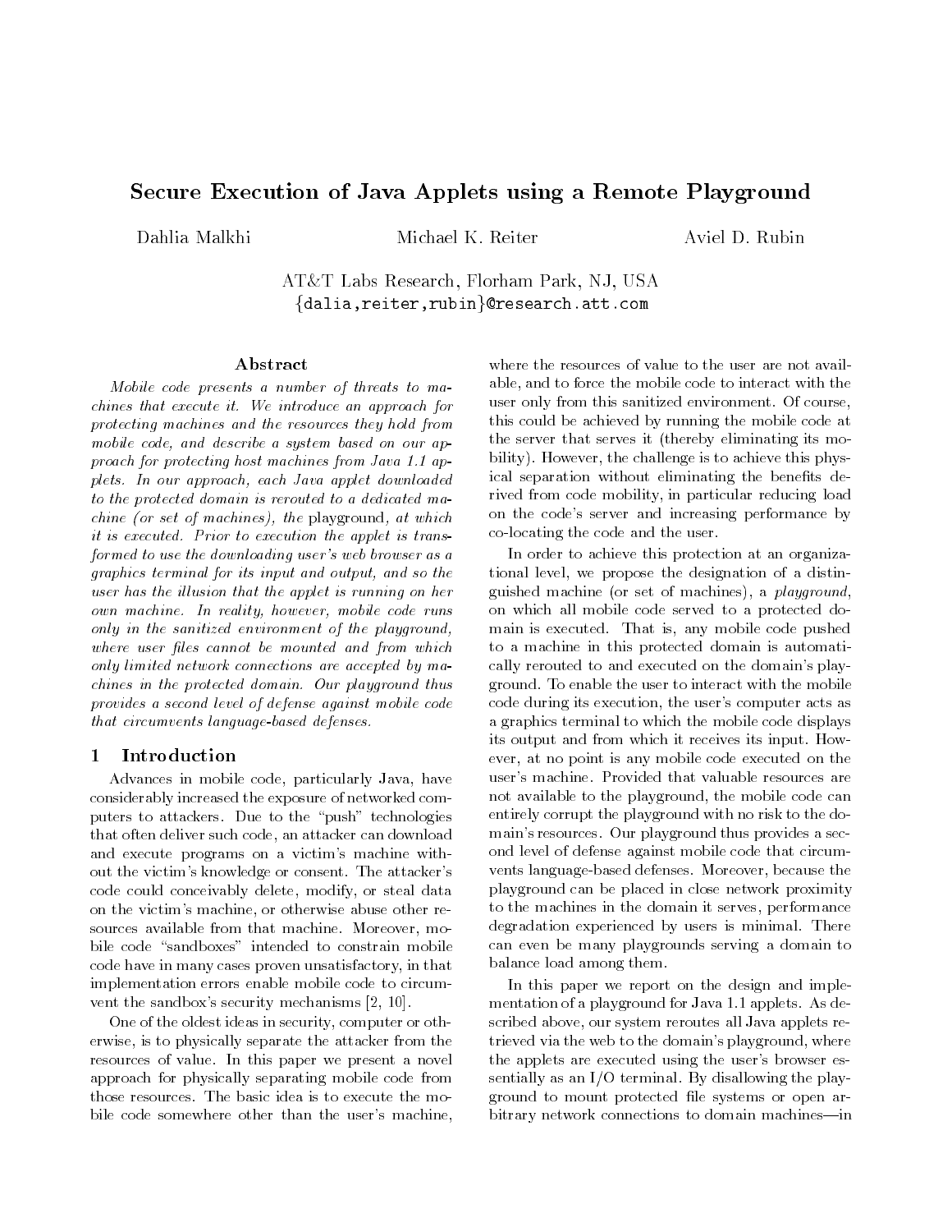# Secure Execution of Java Applets using a Remote Playground

Dahlia Malkhi  Michael K. Reiter  Aviel D. Rubin

AT&T Labs Research, Florham Park, NJ, USA
{dalia,reiter,rubin}@research.att.com

## Abstract

*Mobile code presents a number of threats to machines that execute it. We introduce an approach for protecting machines and the resources they hold from mobile code, and describe a system based on our approach for protecting host machines from Java 1.1 applets. In our approach, each Java applet downloaded to the protected domain is rerouted to a dedicated machine (or set of machines), the* playground*, at which it is executed. Prior to execution the applet is transformed to use the downloading user's web browser as a graphics terminal for its input and output, and so the user has the illusion that the applet is running on her own machine. In reality, however, mobile code runs only in the sanitized environment of the playground, where user files cannot be mounted and from which only limited network connections are accepted by machines in the protected domain. Our playground thus provides a second level of defense against mobile code that circumvents language-based defenses.*

## 1 Introduction

Advances in mobile code, particularly Java, have considerably increased the exposure of networked computers to attackers. Due to the "push" technologies that often deliver such code, an attacker can download and execute programs on a victim's machine without the victim's knowledge or consent. The attacker's code could conceivably delete, modify, or steal data on the victim's machine, or otherwise abuse other resources available from that machine. Moreover, mobile code "sandboxes" intended to constrain mobile code have in many cases proven unsatisfactory, in that implementation errors enable mobile code to circumvent the sandbox's security mechanisms [2, 10].

One of the oldest ideas in security, computer or otherwise, is to physically separate the attacker from the resources of value. In this paper we present a novel approach for physically separating mobile code from those resources. The basic idea is to execute the mobile code somewhere other than the user's machine, where the resources of value to the user are not available, and to force the mobile code to interact with the user only from this sanitized environment. Of course, this could be achieved by running the mobile code at the server that serves it (thereby eliminating its mobility). However, the challenge is to achieve this physical separation without eliminating the benefits derived from code mobility, in particular reducing load on the code's server and increasing performance by co-locating the code and the user.

In order to achieve this protection at an organizational level, we propose the designation of a distinguished machine (or set of machines), a *playground*, on which all mobile code served to a protected domain is executed. That is, any mobile code pushed to a machine in this protected domain is automatically rerouted to and executed on the domain's playground. To enable the user to interact with the mobile code during its execution, the user's computer acts as a graphics terminal to which the mobile code displays its output and from which it receives its input. However, at no point is any mobile code executed on the user's machine. Provided that valuable resources are not available to the playground, the mobile code can entirely corrupt the playground with no risk to the domain's resources. Our playground thus provides a second level of defense against mobile code that circumvents language-based defenses. Moreover, because the playground can be placed in close network proximity to the machines in the domain it serves, performance degradation experienced by users is minimal. There can even be many playgrounds serving a domain to balance load among them.

In this paper we report on the design and implementation of a playground for Java 1.1 applets. As described above, our system reroutes all Java applets retrieved via the web to the domain's playground, where the applets are executed using the user's browser essentially as an I/O terminal. By disallowing the playground to mount protected file systems or open arbitrary network connections to domain machines—in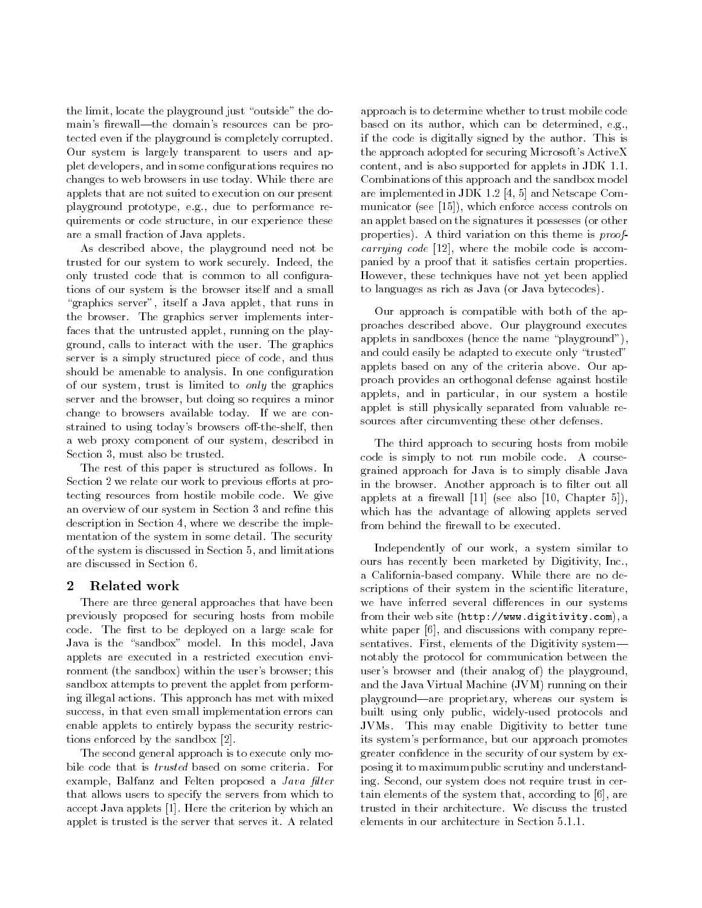the limit, locate the playground just "outside" the domain's firewall—the domain's resources can be protected even if the playground is completely corrupted. Our system is largely transparent to users and applet developers, and in some configurations requires no changes to web browsers in use today. While there are applets that are not suited to execution on our present playground prototype, e.g., due to performance requirements or code structure, in our experience these are a small fraction of Java applets.

As described above, the playground need not be trusted for our system to work securely. Indeed, the only trusted code that is common to all configurations of our system is the browser itself and a small "graphics server", itself a Java applet, that runs in the browser. The graphics server implements interfaces that the untrusted applet, running on the playground, calls to interact with the user. The graphics server is a simply structured piece of code, and thus should be amenable to analysis. In one configuration of our system, trust is limited to *only* the graphics server and the browser, but doing so requires a minor change to browsers available today. If we are constrained to using today's browsers off-the-shelf, then a web proxy component of our system, described in Section 3, must also be trusted.

The rest of this paper is structured as follows. In Section 2 we relate our work to previous efforts at protecting resources from hostile mobile code. We give an overview of our system in Section 3 and refine this description in Section 4, where we describe the implementation of the system in some detail. The security of the system is discussed in Section 5, and limitations are discussed in Section 6.

## 2 Related work

There are three general approaches that have been previously proposed for securing hosts from mobile code. The first to be deployed on a large scale for Java is the "sandbox" model. In this model, Java applets are executed in a restricted execution environment (the sandbox) within the user's browser; this sandbox attempts to prevent the applet from performing illegal actions. This approach has met with mixed success, in that even small implementation errors can enable applets to entirely bypass the security restrictions enforced by the sandbox [2].

The second general approach is to execute only mobile code that is *trusted* based on some criteria. For example, Balfanz and Felten proposed a *Java filter* that allows users to specify the servers from which to accept Java applets [1]. Here the criterion by which an applet is trusted is the server that serves it. A related approach is to determine whether to trust mobile code based on its author, which can be determined, e.g., if the code is digitally signed by the author. This is the approach adopted for securing Microsoft's ActiveX content, and is also supported for applets in JDK 1.1. Combinations of this approach and the sandbox model are implemented in JDK 1.2 [4, 5] and Netscape Communicator (see [15]), which enforce access controls on an applet based on the signatures it possesses (or other properties). A third variation on this theme is *proof-carrying code* [12], where the mobile code is accompanied by a proof that it satisfies certain properties. However, these techniques have not yet been applied to languages as rich as Java (or Java bytecodes).

Our approach is compatible with both of the approaches described above. Our playground executes applets in sandboxes (hence the name "playground"), and could easily be adapted to execute only "trusted" applets based on any of the criteria above. Our approach provides an orthogonal defense against hostile applets, and in particular, in our system a hostile applet is still physically separated from valuable resources after circumventing these other defenses.

The third approach to securing hosts from mobile code is simply to not run mobile code. A course-grained approach for Java is to simply disable Java in the browser. Another approach is to filter out all applets at a firewall [11] (see also [10, Chapter 5]), which has the advantage of allowing applets served from behind the firewall to be executed.

Independently of our work, a system similar to ours has recently been marketed by Digitivity, Inc., a California-based company. While there are no descriptions of their system in the scientific literature, we have inferred several differences in our systems from their web site (`http://www.digitivity.com`), a white paper [6], and discussions with company representatives. First, elements of the Digitivity system—notably the protocol for communication between the user's browser and (their analog of) the playground, and the Java Virtual Machine (JVM) running on their playground—are proprietary, whereas our system is built using only public, widely-used protocols and JVMs. This may enable Digitivity to better tune its system's performance, but our approach promotes greater confidence in the security of our system by exposing it to maximum public scrutiny and understanding. Second, our system does not require trust in certain elements of the system that, according to [6], are trusted in their architecture. We discuss the trusted elements in our architecture in Section 5.1.1.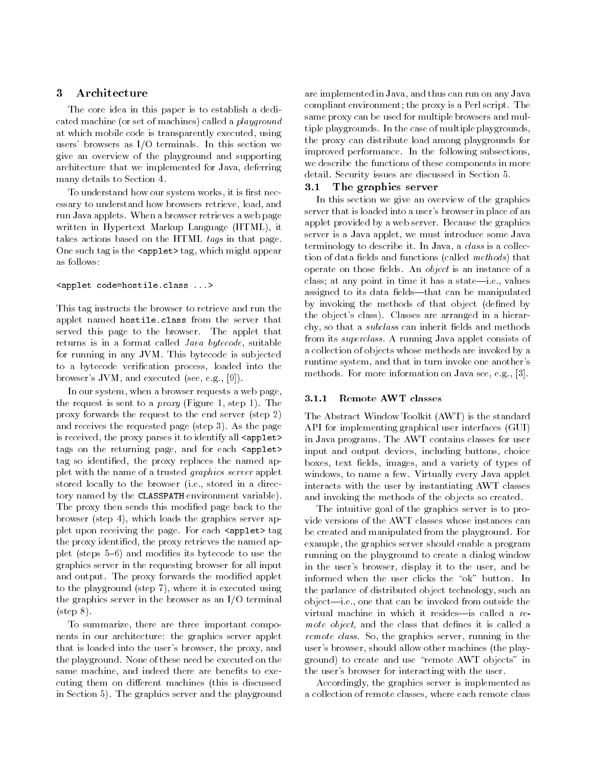## 3 Architecture

The core idea in this paper is to establish a dedicated machine (or set of machines) called a *playground* at which mobile code is transparently executed, using users' browsers as I/O terminals. In this section we give an overview of the playground and supporting architecture that we implemented for Java, deferring many details to Section 4.

To understand how our system works, it is first necessary to understand how browsers retrieve, load, and run Java applets. When a browser retrieves a web page written in Hypertext Markup Language (HTML), it takes actions based on the HTML *tags* in that page. One such tag is the `<applet>` tag, which might appear as follows:

```
<applet code=hostile.class ...>
```

This tag instructs the browser to retrieve and run the applet named `hostile.class` from the server that served this page to the browser. The applet that returns is in a format called *Java bytecode*, suitable for running in any JVM. This bytecode is subjected to a bytecode verification process, loaded into the browser's JVM, and executed (see, e.g., [9]).

In our system, when a browser requests a web page, the request is sent to a *proxy* (Figure 1, step 1). The proxy forwards the request to the end server (step 2) and receives the requested page (step 3). As the page is received, the proxy parses it to identify all `<applet>` tags on the returning page, and for each `<applet>` tag so identified, the proxy replaces the named applet with the name of a trusted *graphics server* applet stored locally to the browser (i.e., stored in a directory named by the `CLASSPATH` environment variable). The proxy then sends this modified page back to the browser (step 4), which loads the graphics server applet upon receiving the page. For each `<applet>` tag the proxy identified, the proxy retrieves the named applet (steps 5–6) and modifies its bytecode to use the graphics server in the requesting browser for all input and output. The proxy forwards the modified applet to the playground (step 7), where it is executed using the graphics server in the browser as an I/O terminal (step 8).

To summarize, there are three important components in our architecture: the graphics server applet that is loaded into the user's browser, the proxy, and the playground. None of these need be executed on the same machine, and indeed there are benefits to executing them on different machines (this is discussed in Section 5). The graphics server and the playground are implemented in Java, and thus can run on any Java compliant environment; the proxy is a Perl script. The same proxy can be used for multiple browsers and multiple playgrounds. In the case of multiple playgrounds, the proxy can distribute load among playgrounds for improved performance. In the following subsections, we describe the functions of these components in more detail. Security issues are discussed in Section 5.

### 3.1 The graphics server

In this section we give an overview of the graphics server that is loaded into a user's browser in place of an applet provided by a web server. Because the graphics server is a Java applet, we must introduce some Java terminology to describe it. In Java, a *class* is a collection of data fields and functions (called *methods*) that operate on those fields. An *object* is an instance of a class; at any point in time it has a state—i.e., values assigned to its data fields—that can be manipulated by invoking the methods of that object (defined by the object's class). Classes are arranged in a hierarchy, so that a *subclass* can inherit fields and methods from its *superclass*. A running Java applet consists of a collection of objects whose methods are invoked by a runtime system, and that in turn invoke one another's methods. For more information on Java see, e.g., [3].

#### 3.1.1 Remote AWT classes

The Abstract Window Toolkit (AWT) is the standard API for implementing graphical user interfaces (GUI) in Java programs. The AWT contains classes for user input and output devices, including buttons, choice boxes, text fields, images, and a variety of types of windows, to name a few. Virtually every Java applet interacts with the user by instantiating AWT classes and invoking the methods of the objects so created.

The intuitive goal of the graphics server is to provide versions of the AWT classes whose instances can be created and manipulated from the playground. For example, the graphics server should enable a program running on the playground to create a dialog window in the user's browser, display it to the user, and be informed when the user clicks the "ok" button. In the parlance of distributed object technology, such an object—i.e., one that can be invoked from outside the virtual machine in which it resides—is called a *remote object*, and the class that defines it is called a *remote class*. So, the graphics server, running in the user's browser, should allow other machines (the playground) to create and use "remote AWT objects" in the user's browser for interacting with the user.

Accordingly, the graphics server is implemented as a collection of remote classes, where each remote class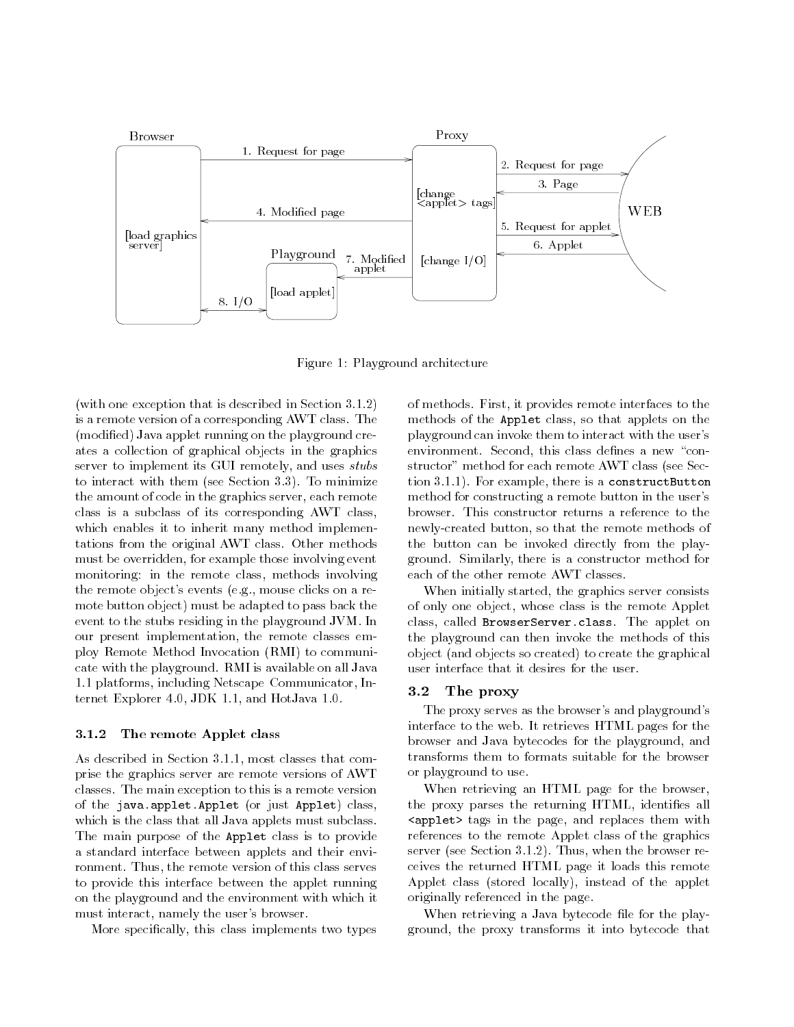Figure 1: Playground architecture

(with one exception that is described in Section 3.1.2) is a remote version of a corresponding AWT class. The (modified) Java applet running on the playground creates a collection of graphical objects in the graphics server to implement its GUI remotely, and uses *stubs* to interact with them (see Section 3.3). To minimize the amount of code in the graphics server, each remote class is a subclass of its corresponding AWT class, which enables it to inherit many method implementations from the original AWT class. Other methods must be overridden, for example those involving event monitoring: in the remote class, methods involving the remote object's events (e.g., mouse clicks on a remote button object) must be adapted to pass back the event to the stubs residing in the playground JVM. In our present implementation, the remote classes employ Remote Method Invocation (RMI) to communicate with the playground. RMI is available on all Java 1.1 platforms, including Netscape Communicator, Internet Explorer 4.0, JDK 1.1, and HotJava 1.0.

### 3.1.2 The remote Applet class

As described in Section 3.1.1, most classes that comprise the graphics server are remote versions of AWT classes. The main exception to this is a remote version of the `java.applet.Applet` (or just `Applet`) class, which is the class that all Java applets must subclass. The main purpose of the `Applet` class is to provide a standard interface between applets and their environment. Thus, the remote version of this class serves to provide this interface between the applet running on the playground and the environment with which it must interact, namely the user's browser.

More specifically, this class implements two types of methods. First, it provides remote interfaces to the methods of the `Applet` class, so that applets on the playground can invoke them to interact with the user's environment. Second, this class defines a new "constructor" method for each remote AWT class (see Section 3.1.1). For example, there is a `constructButton` method for constructing a remote button in the user's browser. This constructor returns a reference to the newly-created button, so that the remote methods of the button can be invoked directly from the playground. Similarly, there is a constructor method for each of the other remote AWT classes.

When initially started, the graphics server consists of only one object, whose class is the remote Applet class, called `BrowserServer.class`. The applet on the playground can then invoke the methods of this object (and objects so created) to create the graphical user interface that it desires for the user.

## 3.2 The proxy

The proxy serves as the browser's and playground's interface to the web. It retrieves HTML pages for the browser and Java bytecodes for the playground, and transforms them to formats suitable for the browser or playground to use.

When retrieving an HTML page for the browser, the proxy parses the returning HTML, identifies all `<applet>` tags in the page, and replaces them with references to the remote Applet class of the graphics server (see Section 3.1.2). Thus, when the browser receives the returned HTML page it loads this remote Applet class (stored locally), instead of the applet originally referenced in the page.

When retrieving a Java bytecode file for the playground, the proxy transforms it into bytecode that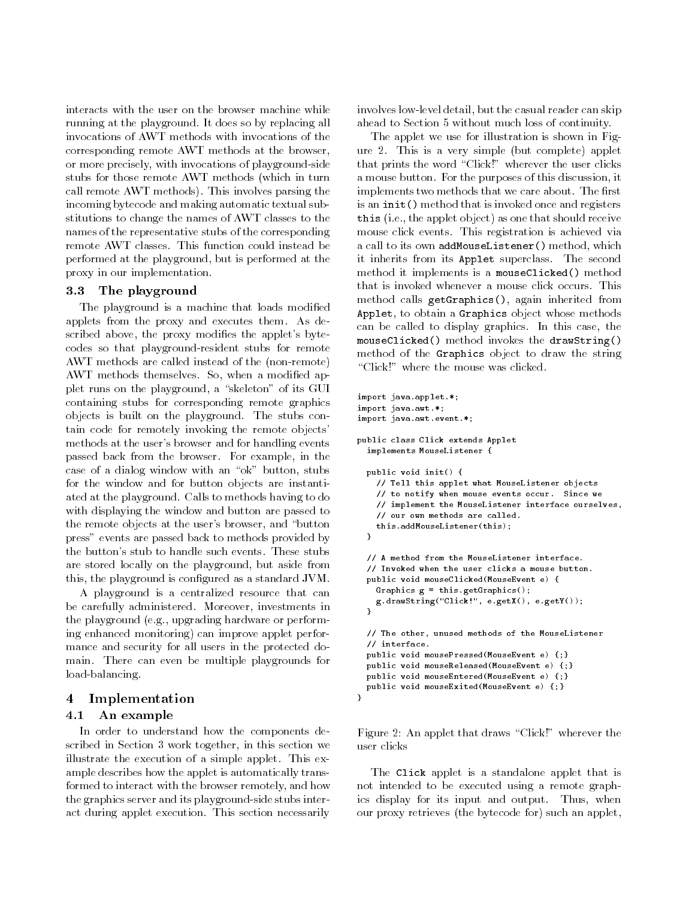interacts with the user on the browser machine while running at the playground. It does so by replacing all invocations of AWT methods with invocations of the corresponding remote AWT methods at the browser, or more precisely, with invocations of playground-side stubs for those remote AWT methods (which in turn call remote AWT methods). This involves parsing the incoming bytecode and making automatic textual substitutions to change the names of AWT classes to the names of the representative stubs of the corresponding remote AWT classes. This function could instead be performed at the playground, but is performed at the proxy in our implementation.

### 3.3 The playground

The playground is a machine that loads modified applets from the proxy and executes them. As described above, the proxy modifies the applet's bytecodes so that playground-resident stubs for remote AWT methods are called instead of the (non-remote) AWT methods themselves. So, when a modified applet runs on the playground, a "skeleton" of its GUI containing stubs for corresponding remote graphics objects is built on the playground. The stubs contain code for remotely invoking the remote objects' methods at the user's browser and for handling events passed back from the browser. For example, in the case of a dialog window with an "ok" button, stubs for the window and for button objects are instantiated at the playground. Calls to methods having to do with displaying the window and button are passed to the remote objects at the user's browser, and "button press" events are passed back to methods provided by the button's stub to handle such events. These stubs are stored locally on the playground, but aside from this, the playground is configured as a standard JVM.

A playground is a centralized resource that can be carefully administered. Moreover, investments in the playground (e.g., upgrading hardware or performing enhanced monitoring) can improve applet performance and security for all users in the protected domain. There can even be multiple playgrounds for load-balancing.

## 4 Implementation

### 4.1 An example

In order to understand how the components described in Section 3 work together, in this section we illustrate the execution of a simple applet. This example describes how the applet is automatically transformed to interact with the browser remotely, and how the graphics server and its playground-side stubs interact during applet execution. This section necessarily involves low-level detail, but the casual reader can skip ahead to Section 5 without much loss of continuity.

The applet we use for illustration is shown in Figure 2. This is a very simple (but complete) applet that prints the word "Click!" wherever the user clicks a mouse button. For the purposes of this discussion, it implements two methods that we care about. The first is an `init()` method that is invoked once and registers `this` (i.e., the applet object) as one that should receive mouse click events. This registration is achieved via a call to its own `addMouseListener()` method, which it inherits from its `Applet` superclass. The second method it implements is a `mouseClicked()` method that is invoked whenever a mouse click occurs. This method calls `getGraphics()`, again inherited from `Applet`, to obtain a `Graphics` object whose methods can be called to display graphics. In this case, the `mouseClicked()` method invokes the `drawString()` method of the `Graphics` object to draw the string "Click!" where the mouse was clicked.

```
import java.applet.*;
import java.awt.*;
import java.awt.event.*;

public class Click extends Applet
  implements MouseListener {

  public void init() {
    // Tell this applet what MouseListener objects
    // to notify when mouse events occur.  Since we
    // implement the MouseListener interface ourselves,
    // our own methods are called.
    this.addMouseListener(this);
  }

  // A method from the MouseListener interface.
  // Invoked when the user clicks a mouse button.
  public void mouseClicked(MouseEvent e) {
    Graphics g = this.getGraphics();
    g.drawString("Click!", e.getX(), e.getY());
  }

  // The other, unused methods of the MouseListener
  // interface.
  public void mousePressed(MouseEvent e) {;}
  public void mouseReleased(MouseEvent e) {;}
  public void mouseEntered(MouseEvent e) {;}
  public void mouseExited(MouseEvent e) {;}
}
```

Figure 2: An applet that draws "Click!" wherever the user clicks

The `Click` applet is a standalone applet that is not intended to be executed using a remote graphics display for its input and output. Thus, when our proxy retrieves (the bytecode for) such an applet,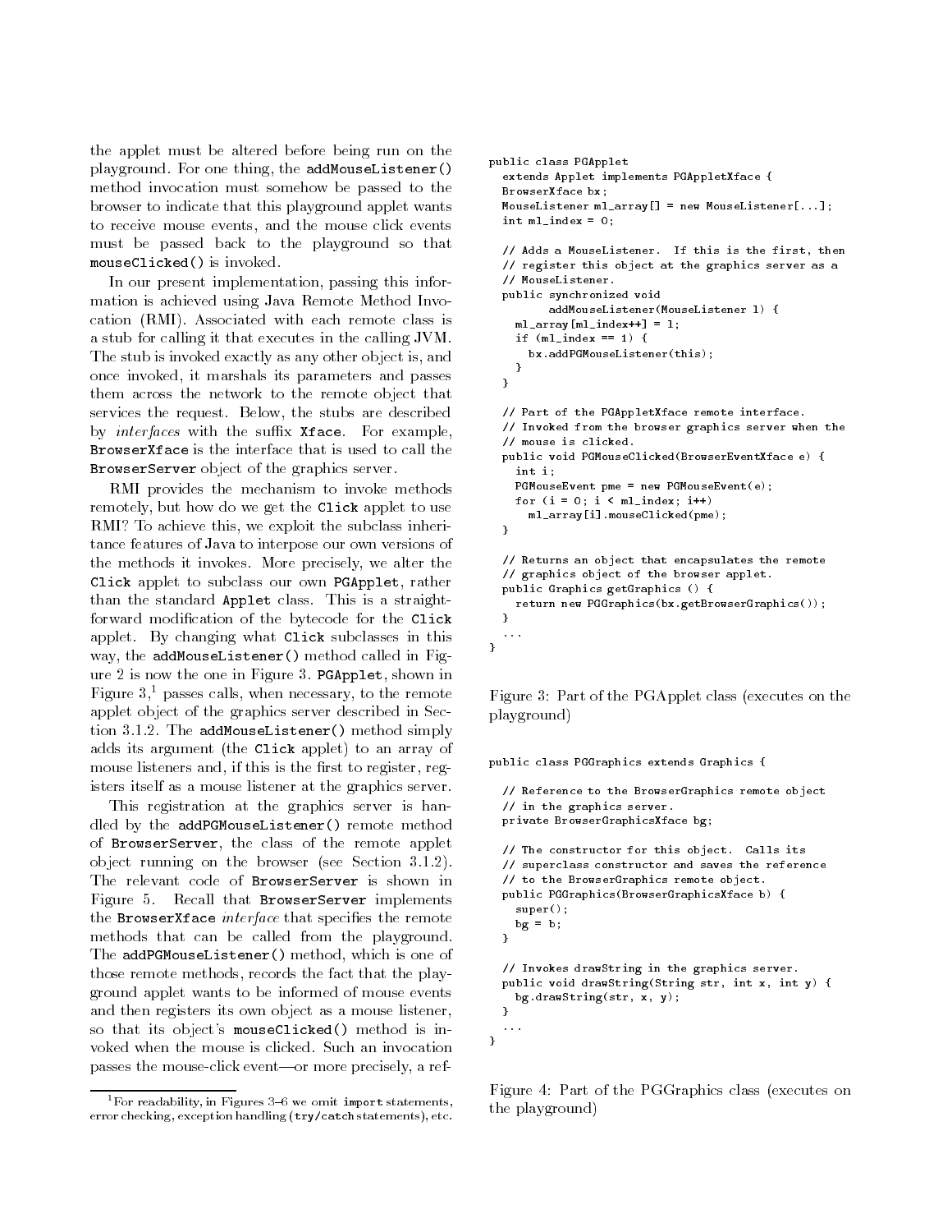the applet must be altered before being run on the playground. For one thing, the `addMouseListener()` method invocation must somehow be passed to the browser to indicate that this playground applet wants to receive mouse events, and the mouse click events must be passed back to the playground so that `mouseClicked()` is invoked.

In our present implementation, passing this information is achieved using Java Remote Method Invocation (RMI). Associated with each remote class is a stub for calling it that executes in the calling JVM. The stub is invoked exactly as any other object is, and once invoked, it marshals its parameters and passes them across the network to the remote object that services the request. Below, the stubs are described by *interfaces* with the suffix `Xface`. For example, `BrowserXface` is the interface that is used to call the `BrowserServer` object of the graphics server.

RMI provides the mechanism to invoke methods remotely, but how do we get the `Click` applet to use RMI? To achieve this, we exploit the subclass inheritance features of Java to interpose our own versions of the methods it invokes. More precisely, we alter the `Click` applet to subclass our own `PGApplet`, rather than the standard `Applet` class. This is a straightforward modification of the bytecode for the `Click` applet. By changing what `Click` subclasses in this way, the `addMouseListener()` method called in Figure 2 is now the one in Figure 3. `PGApplet`, shown in Figure 3,[1] passes calls, when necessary, to the remote applet object of the graphics server described in Section 3.1.2. The `addMouseListener()` method simply adds its argument (the `Click` applet) to an array of mouse listeners and, if this is the first to register, registers itself as a mouse listener at the graphics server.

This registration at the graphics server is handled by the `addPGMouseListener()` remote method of `BrowserServer`, the class of the remote applet object running on the browser (see Section 3.1.2). The relevant code of `BrowserServer` is shown in Figure 5. Recall that `BrowserServer` implements the `BrowserXface` *interface* that specifies the remote methods that can be called from the playground. The `addPGMouseListener()` method, which is one of those remote methods, records the fact that the playground applet wants to be informed of mouse events and then registers its own object as a mouse listener, so that its object's `mouseClicked()` method is invoked when the mouse is clicked. Such an invocation passes the mouse-click event—or more precisely, a ref-

[1] For readability, in Figures 3–6 we omit `import` statements, error checking, exception handling (`try`/`catch` statements), etc.

```
public class PGApplet
  extends Applet implements PGAppletXface {
  BrowserXface bx;
  MouseListener ml_array[] = new MouseListener[...];
  int ml_index = 0;

  // Adds a MouseListener.  If this is the first, then
  // register this object at the graphics server as a
  // MouseListener.
  public synchronized void
        addMouseListener(MouseListener l) {
    ml_array[ml_index++] = l;
    if (ml_index == 1) {
      bx.addPGMouseListener(this);
    }
  }

  // Part of the PGAppletXface remote interface.
  // Invoked from the browser graphics server when the
  // mouse is clicked.
  public void PGMouseClicked(BrowserEventXface e) {
    int i;
    PGMouseEvent pme = new PGMouseEvent(e);
    for (i = 0; i < ml_index; i++)
      ml_array[i].mouseClicked(pme);
  }

  // Returns an object that encapsulates the remote
  // graphics object of the browser applet.
  public Graphics getGraphics () {
    return new PGGraphics(bx.getBrowserGraphics());
  }
  ...
}
```

Figure 3: Part of the PGApplet class (executes on the playground)

```
public class PGGraphics extends Graphics {

  // Reference to the BrowserGraphics remote object
  // in the graphics server.
  private BrowserGraphicsXface bg;

  // The constructor for this object.  Calls its
  // superclass constructor and saves the reference
  // to the BrowserGraphics remote object.
  public PGGraphics(BrowserGraphicsXface b) {
    super();
    bg = b;
  }

  // Invokes drawString in the graphics server.
  public void drawString(String str, int x, int y) {
    bg.drawString(str, x, y);
  }
  ...
}
```

Figure 4: Part of the PGGraphics class (executes on the playground)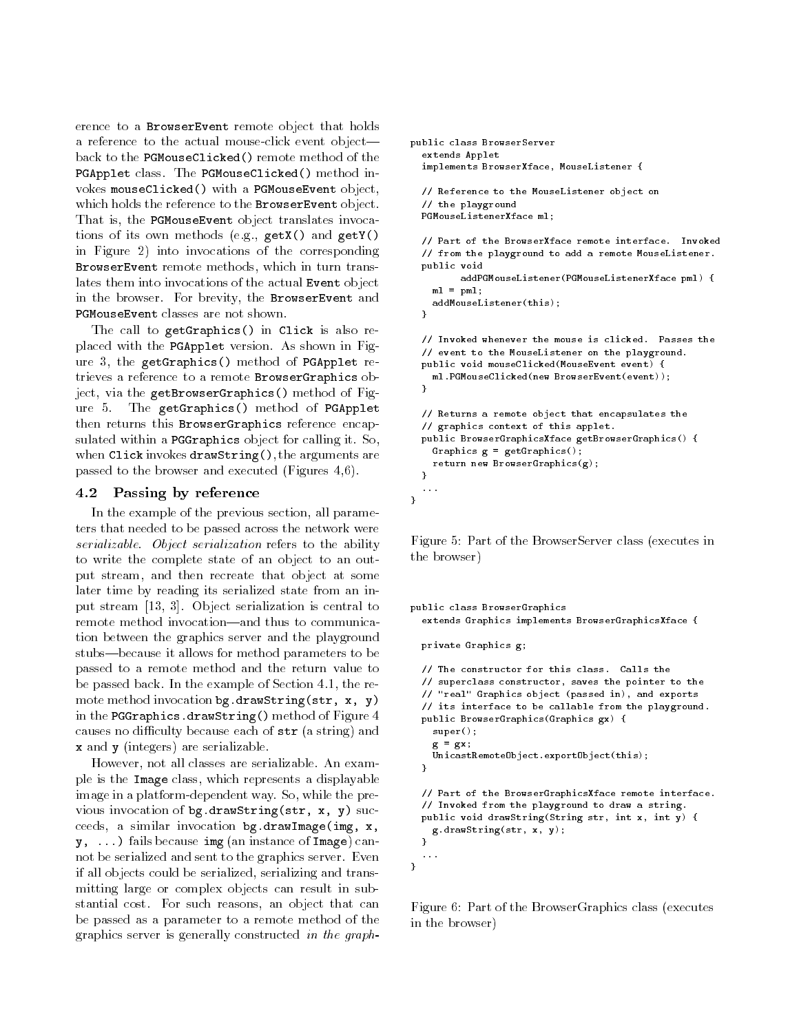erence to a BrowserEvent remote object that holds a reference to the actual mouse-click event object—back to the PGMouseClicked() remote method of the PGApplet class. The PGMouseClicked() method invokes mouseClicked() with a PGMouseEvent object, which holds the reference to the BrowserEvent object. That is, the PGMouseEvent object translates invocations of its own methods (e.g., getX() and getY() in Figure 2) into invocations of the corresponding BrowserEvent remote methods, which in turn translates them into invocations of the actual Event object in the browser. For brevity, the BrowserEvent and PGMouseEvent classes are not shown.

The call to getGraphics() in Click is also replaced with the PGApplet version. As shown in Figure 3, the getGraphics() method of PGApplet retrieves a reference to a remote BrowserGraphics object, via the getBrowserGraphics() method of Figure 5. The getGraphics() method of PGApplet then returns this BrowserGraphics reference encapsulated within a PGGraphics object for calling it. So, when Click invokes drawString(), the arguments are passed to the browser and executed (Figures 4,6).

### 4.2 Passing by reference

In the example of the previous section, all parameters that needed to be passed across the network were *serializable*. *Object serialization* refers to the ability to write the complete state of an object to an output stream, and then recreate that object at some later time by reading its serialized state from an input stream [13, 3]. Object serialization is central to remote method invocation—and thus to communication between the graphics server and the playground stubs—because it allows for method parameters to be passed to a remote method and the return value to be passed back. In the example of Section 4.1, the remote method invocation bg.drawString(str, x, y) in the PGGraphics.drawString() method of Figure 4 causes no difficulty because each of str (a string) and x and y (integers) are serializable.

However, not all classes are serializable. An example is the Image class, which represents a displayable image in a platform-dependent way. So, while the previous invocation of bg.drawString(str, x, y) succeeds, a similar invocation bg.drawImage(img, x, y, ...) fails because img (an instance of Image) cannot be serialized and sent to the graphics server. Even if all objects could be serialized, serializing and transmitting large or complex objects can result in substantial cost. For such reasons, an object that can be passed as a parameter to a remote method of the graphics server is generally constructed *in the graph-*

```
public class BrowserServer
  extends Applet
  implements BrowserXface, MouseListener {

  // Reference to the MouseListener object on
  // the playground
  PGMouseListenerXface ml;

  // Part of the BrowserXface remote interface.  Invoked
  // from the playground to add a remote MouseListener.
  public void
        addPGMouseListener(PGMouseListenerXface pml) {
    ml = pml;
    addMouseListener(this);
  }

  // Invoked whenever the mouse is clicked.  Passes the
  // event to the MouseListener on the playground.
  public void mouseClicked(MouseEvent event) {
    ml.PGMouseClicked(new BrowserEvent(event));
  }

  // Returns a remote object that encapsulates the
  // graphics context of this applet.
  public BrowserGraphicsXface getBrowserGraphics() {
    Graphics g = getGraphics();
    return new BrowserGraphics(g);
  }
  ...
}
```

Figure 5: Part of the BrowserServer class (executes in the browser)

```
public class BrowserGraphics
  extends Graphics implements BrowserGraphicsXface {

  private Graphics g;

  // The constructor for this class.  Calls the
  // superclass constructor, saves the pointer to the
  // "real" Graphics object (passed in), and exports
  // its interface to be callable from the playground.
  public BrowserGraphics(Graphics gx) {
    super();
    g = gx;
    UnicastRemoteObject.exportObject(this);
  }

  // Part of the BrowserGraphicsXface remote interface.
  // Invoked from the playground to draw a string.
  public void drawString(String str, int x, int y) {
    g.drawString(str, x, y);
  }
  ...
}
```

Figure 6: Part of the BrowserGraphics class (executes in the browser)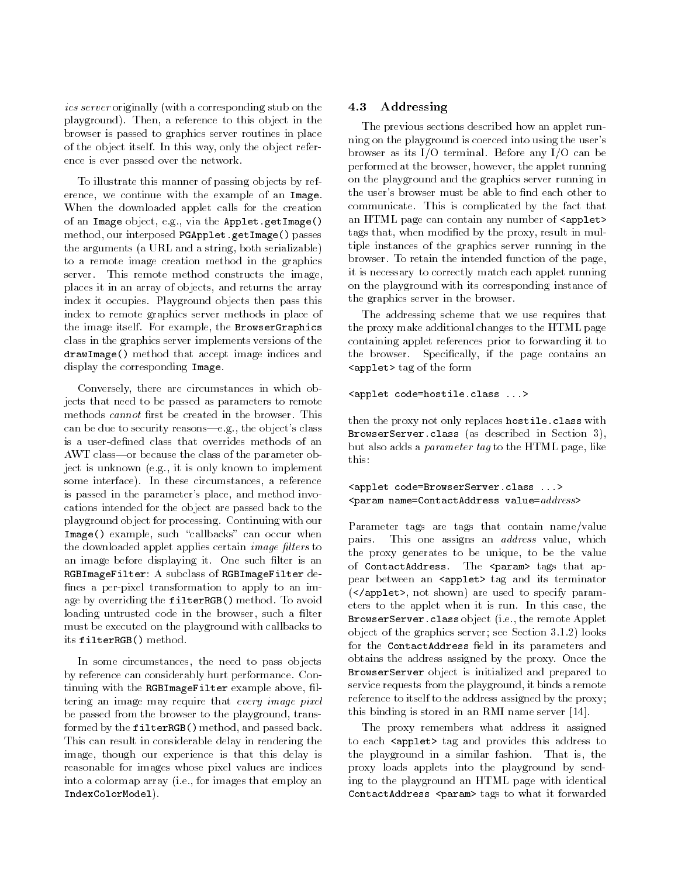*ics server* originally (with a corresponding stub on the playground). Then, a reference to this object in the browser is passed to graphics server routines in place of the object itself. In this way, only the object reference is ever passed over the network.

To illustrate this manner of passing objects by reference, we continue with the example of an `Image`. When the downloaded applet calls for the creation of an `Image` object, e.g., via the `Applet.getImage()` method, our interposed `PGApplet.getImage()` passes the arguments (a URL and a string, both serializable) to a remote image creation method in the graphics server. This remote method constructs the image, places it in an array of objects, and returns the array index it occupies. Playground objects then pass this index to remote graphics server methods in place of the image itself. For example, the `BrowserGraphics` class in the graphics server implements versions of the `drawImage()` method that accept image indices and display the corresponding `Image`.

Conversely, there are circumstances in which objects that need to be passed as parameters to remote methods *cannot* first be created in the browser. This can be due to security reasons—e.g., the object's class is a user-defined class that overrides methods of an AWT class—or because the class of the parameter object is unknown (e.g., it is only known to implement some interface). In these circumstances, a reference is passed in the parameter's place, and method invocations intended for the object are passed back to the playground object for processing. Continuing with our `Image()` example, such "callbacks" can occur when the downloaded applet applies certain *image filters* to an image before displaying it. One such filter is an `RGBImageFilter`: A subclass of `RGBImageFilter` defines a per-pixel transformation to apply to an image by overriding the `filterRGB()` method. To avoid loading untrusted code in the browser, such a filter must be executed on the playground with callbacks to its `filterRGB()` method.

In some circumstances, the need to pass objects by reference can considerably hurt performance. Continuing with the `RGBImageFilter` example above, filtering an image may require that *every image pixel* be passed from the browser to the playground, transformed by the `filterRGB()` method, and passed back. This can result in considerable delay in rendering the image, though our experience is that this delay is reasonable for images whose pixel values are indices into a colormap array (i.e., for images that employ an `IndexColorModel`).

### 4.3 Addressing

The previous sections described how an applet running on the playground is coerced into using the user's browser as its I/O terminal. Before any I/O can be performed at the browser, however, the applet running on the playground and the graphics server running in the user's browser must be able to find each other to communicate. This is complicated by the fact that an HTML page can contain any number of `<applet>` tags that, when modified by the proxy, result in multiple instances of the graphics server running in the browser. To retain the intended function of the page, it is necessary to correctly match each applet running on the playground with its corresponding instance of the graphics server in the browser.

The addressing scheme that we use requires that the proxy make additional changes to the HTML page containing applet references prior to forwarding it to the browser. Specifically, if the page contains an `<applet>` tag of the form

```
<applet code=hostile.class ...>
```

then the proxy not only replaces `hostile.class` with `BrowserServer.class` (as described in Section 3), but also adds a *parameter tag* to the HTML page, like this:

```
<applet code=BrowserServer.class ...>
<param name=ContactAddress value=address>
```

Parameter tags are tags that contain name/value pairs. This one assigns an *address* value, which the proxy generates to be unique, to be the value of `ContactAddress`. The `<param>` tags that appear between an `<applet>` tag and its terminator (`</applet>`, not shown) are used to specify parameters to the applet when it is run. In this case, the `BrowserServer.class` object (i.e., the remote Applet object of the graphics server; see Section 3.1.2) looks for the `ContactAddress` field in its parameters and obtains the address assigned by the proxy. Once the `BrowserServer` object is initialized and prepared to service requests from the playground, it binds a remote reference to itself to the address assigned by the proxy; this binding is stored in an RMI name server [14].

The proxy remembers what address it assigned to each `<applet>` tag and provides this address to the playground in a similar fashion. That is, the proxy loads applets into the playground by sending to the playground an HTML page with identical `ContactAddress <param>` tags to what it forwarded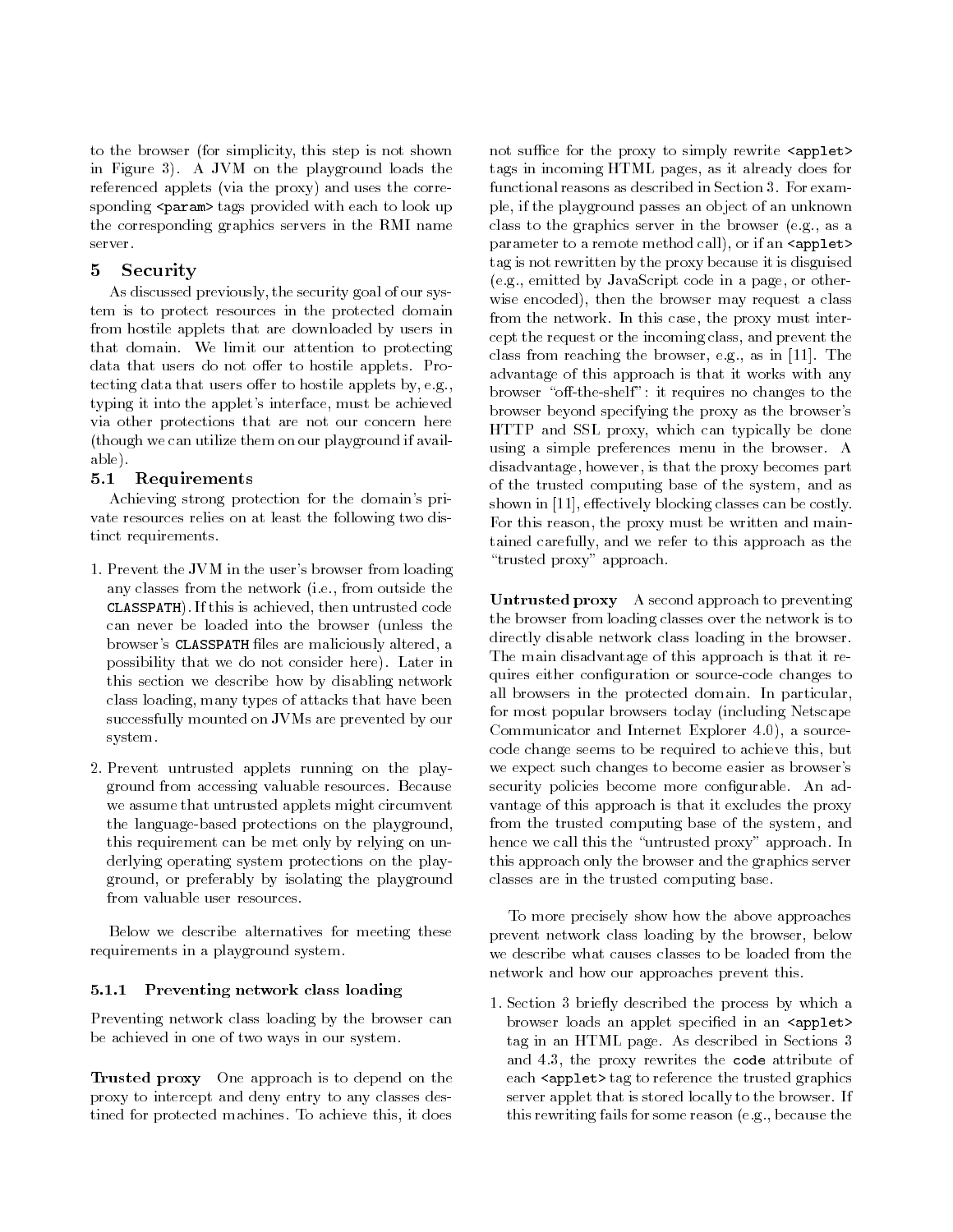to the browser (for simplicity, this step is not shown in Figure 3). A JVM on the playground loads the referenced applets (via the proxy) and uses the corresponding `<param>` tags provided with each to look up the corresponding graphics servers in the RMI name server.

## 5 Security

As discussed previously, the security goal of our system is to protect resources in the protected domain from hostile applets that are downloaded by users in that domain. We limit our attention to protecting data that users do not offer to hostile applets. Protecting data that users offer to hostile applets by, e.g., typing it into the applet's interface, must be achieved via other protections that are not our concern here (though we can utilize them on our playground if available).

### 5.1 Requirements

Achieving strong protection for the domain's private resources relies on at least the following two distinct requirements.

1. Prevent the JVM in the user's browser from loading any classes from the network (i.e., from outside the `CLASSPATH`). If this is achieved, then untrusted code can never be loaded into the browser (unless the browser's `CLASSPATH` files are maliciously altered, a possibility that we do not consider here). Later in this section we describe how by disabling network class loading, many types of attacks that have been successfully mounted on JVMs are prevented by our system.

2. Prevent untrusted applets running on the playground from accessing valuable resources. Because we assume that untrusted applets might circumvent the language-based protections on the playground, this requirement can be met only by relying on underlying operating system protections on the playground, or preferably by isolating the playground from valuable user resources.

Below we describe alternatives for meeting these requirements in a playground system.

#### 5.1.1 Preventing network class loading

Preventing network class loading by the browser can be achieved in one of two ways in our system.

**Trusted proxy** One approach is to depend on the proxy to intercept and deny entry to any classes destined for protected machines. To achieve this, it does not suffice for the proxy to simply rewrite `<applet>` tags in incoming HTML pages, as it already does for functional reasons as described in Section 3. For example, if the playground passes an object of an unknown class to the graphics server in the browser (e.g., as a parameter to a remote method call), or if an `<applet>` tag is not rewritten by the proxy because it is disguised (e.g., emitted by JavaScript code in a page, or otherwise encoded), then the browser may request a class from the network. In this case, the proxy must intercept the request or the incoming class, and prevent the class from reaching the browser, e.g., as in [11]. The advantage of this approach is that it works with any browser "off-the-shelf": it requires no changes to the browser beyond specifying the proxy as the browser's HTTP and SSL proxy, which can typically be done using a simple preferences menu in the browser. A disadvantage, however, is that the proxy becomes part of the trusted computing base of the system, and as shown in [11], effectively blocking classes can be costly. For this reason, the proxy must be written and maintained carefully, and we refer to this approach as the "trusted proxy" approach.

**Untrusted proxy** A second approach to preventing the browser from loading classes over the network is to directly disable network class loading in the browser. The main disadvantage of this approach is that it requires either configuration or source-code changes to all browsers in the protected domain. In particular, for most popular browsers today (including Netscape Communicator and Internet Explorer 4.0), a source-code change seems to be required to achieve this, but we expect such changes to become easier as browser's security policies become more configurable. An advantage of this approach is that it excludes the proxy from the trusted computing base of the system, and hence we call this the "untrusted proxy" approach. In this approach only the browser and the graphics server classes are in the trusted computing base.

To more precisely show how the above approaches prevent network class loading by the browser, below we describe what causes classes to be loaded from the network and how our approaches prevent this.

1. Section 3 briefly described the process by which a browser loads an applet specified in an `<applet>` tag in an HTML page. As described in Sections 3 and 4.3, the proxy rewrites the `code` attribute of each `<applet>` tag to reference the trusted graphics server applet that is stored locally to the browser. If this rewriting fails for some reason (e.g., because the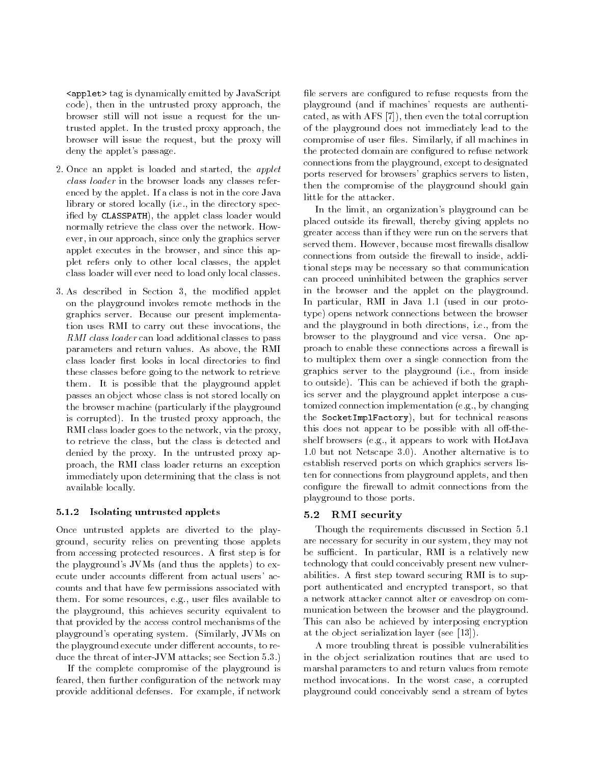`<applet>` tag is dynamically emitted by JavaScript code), then in the untrusted proxy approach, the browser still will not issue a request for the untrusted applet. In the trusted proxy approach, the browser will issue the request, but the proxy will deny the applet's passage.

2. Once an applet is loaded and started, the *applet class loader* in the browser loads any classes referenced by the applet. If a class is not in the core Java library or stored locally (i.e., in the directory specified by `CLASSPATH`), the applet class loader would normally retrieve the class over the network. However, in our approach, since only the graphics server applet executes in the browser, and since this applet refers only to other local classes, the applet class loader will ever need to load only local classes.

3. As described in Section 3, the modified applet on the playground invokes remote methods in the graphics server. Because our present implementation uses RMI to carry out these invocations, the *RMI class loader* can load additional classes to pass parameters and return values. As above, the RMI class loader first looks in local directories to find these classes before going to the network to retrieve them. It is possible that the playground applet passes an object whose class is not stored locally on the browser machine (particularly if the playground is corrupted). In the trusted proxy approach, the RMI class loader goes to the network, via the proxy, to retrieve the class, but the class is detected and denied by the proxy. In the untrusted proxy approach, the RMI class loader returns an exception immediately upon determining that the class is not available locally.

#### 5.1.2 Isolating untrusted applets

Once untrusted applets are diverted to the playground, security relies on preventing those applets from accessing protected resources. A first step is for the playground's JVMs (and thus the applets) to execute under accounts different from actual users' accounts and that have few permissions associated with them. For some resources, e.g., user files available to the playground, this achieves security equivalent to that provided by the access control mechanisms of the playground's operating system. (Similarly, JVMs on the playground execute under different accounts, to reduce the threat of inter-JVM attacks; see Section 5.3.)

If the complete compromise of the playground is feared, then further configuration of the network may provide additional defenses. For example, if network file servers are configured to refuse requests from the playground (and if machines' requests are authenticated, as with AFS [7]), then even the total corruption of the playground does not immediately lead to the compromise of user files. Similarly, if all machines in the protected domain are configured to refuse network connections from the playground, except to designated ports reserved for browsers' graphics servers to listen, then the compromise of the playground should gain little for the attacker.

In the limit, an organization's playground can be placed outside its firewall, thereby giving applets no greater access than if they were run on the servers that served them. However, because most firewalls disallow connections from outside the firewall to inside, additional steps may be necessary so that communication can proceed uninhibited between the graphics server in the browser and the applet on the playground. In particular, RMI in Java 1.1 (used in our prototype) opens network connections between the browser and the playground in both directions, i.e., from the browser to the playground and vice versa. One approach to enable these connections across a firewall is to multiplex them over a single connection from the graphics server to the playground (i.e., from inside to outside). This can be achieved if both the graphics server and the playground applet interpose a customized connection implementation (e.g., by changing the `SocketImplFactory`), but for technical reasons this does not appear to be possible with all off-the-shelf browsers (e.g., it appears to work with HotJava 1.0 but not Netscape 3.0). Another alternative is to establish reserved ports on which graphics servers listen for connections from playground applets, and then configure the firewall to admit connections from the playground to those ports.

### 5.2 RMI security

Though the requirements discussed in Section 5.1 are necessary for security in our system, they may not be sufficient. In particular, RMI is a relatively new technology that could conceivably present new vulnerabilities. A first step toward securing RMI is to support authenticated and encrypted transport, so that a network attacker cannot alter or eavesdrop on communication between the browser and the playground. This can also be achieved by interposing encryption at the object serialization layer (see [13]).

A more troubling threat is possible vulnerabilities in the object serialization routines that are used to marshal parameters to and return values from remote method invocations. In the worst case, a corrupted playground could conceivably send a stream of bytes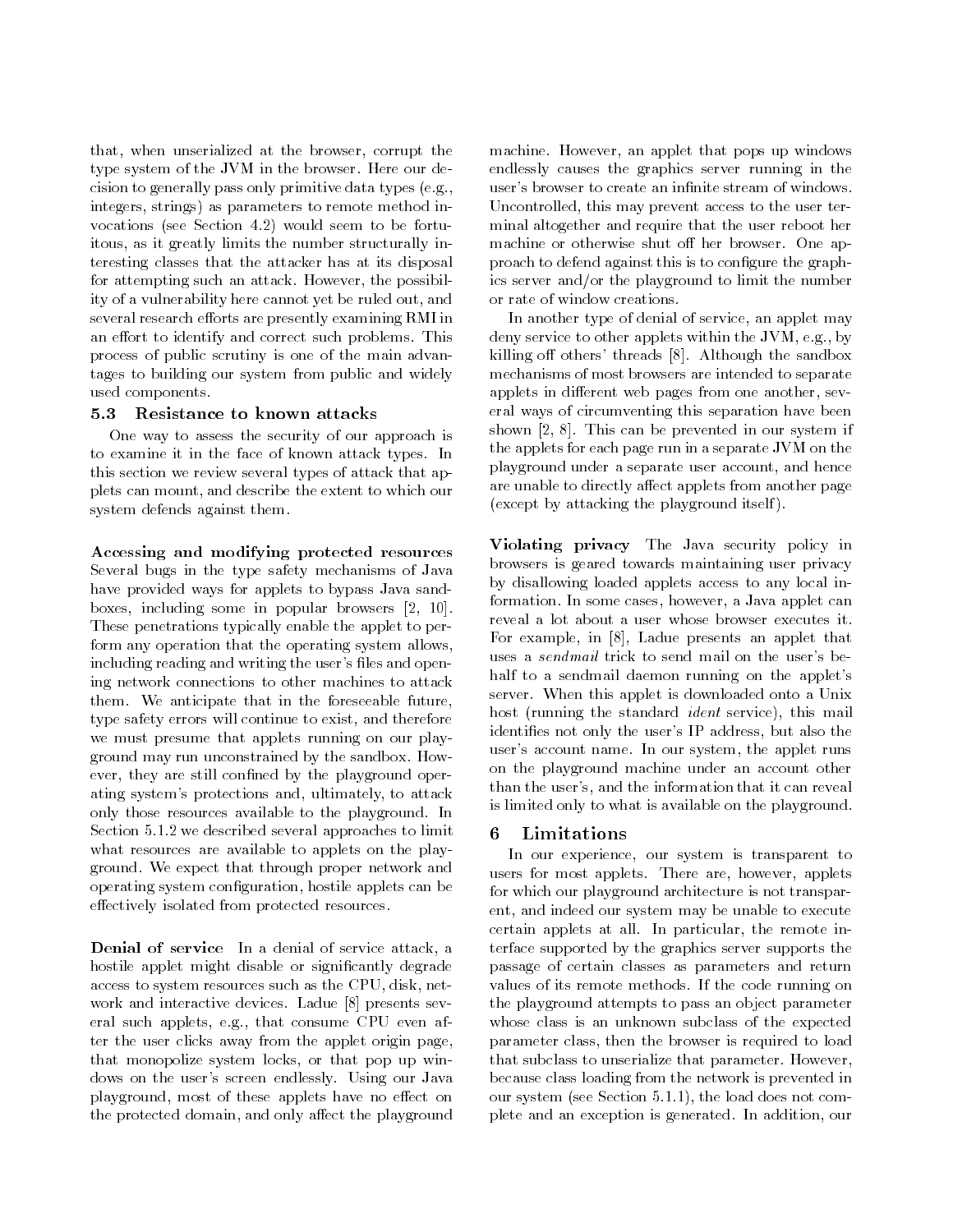that, when unserialized at the browser, corrupt the type system of the JVM in the browser. Here our decision to generally pass only primitive data types (e.g., integers, strings) as parameters to remote method invocations (see Section 4.2) would seem to be fortuitous, as it greatly limits the number structurally interesting classes that the attacker has at its disposal for attempting such an attack. However, the possibility of a vulnerability here cannot yet be ruled out, and several research efforts are presently examining RMI in an effort to identify and correct such problems. This process of public scrutiny is one of the main advantages to building our system from public and widely used components.

### 5.3 Resistance to known attacks

One way to assess the security of our approach is to examine it in the face of known attack types. In this section we review several types of attack that applets can mount, and describe the extent to which our system defends against them.

**Accessing and modifying protected resources** Several bugs in the type safety mechanisms of Java have provided ways for applets to bypass Java sandboxes, including some in popular browsers [2, 10]. These penetrations typically enable the applet to perform any operation that the operating system allows, including reading and writing the user's files and opening network connections to other machines to attack them. We anticipate that in the foreseeable future, type safety errors will continue to exist, and therefore we must presume that applets running on our playground may run unconstrained by the sandbox. However, they are still confined by the playground operating system's protections and, ultimately, to attack only those resources available to the playground. In Section 5.1.2 we described several approaches to limit what resources are available to applets on the playground. We expect that through proper network and operating system configuration, hostile applets can be effectively isolated from protected resources.

**Denial of service** In a denial of service attack, a hostile applet might disable or significantly degrade access to system resources such as the CPU, disk, network and interactive devices. Ladue [8] presents several such applets, e.g., that consume CPU even after the user clicks away from the applet origin page, that monopolize system locks, or that pop up windows on the user's screen endlessly. Using our Java playground, most of these applets have no effect on the protected domain, and only affect the playground machine. However, an applet that pops up windows endlessly causes the graphics server running in the user's browser to create an infinite stream of windows. Uncontrolled, this may prevent access to the user terminal altogether and require that the user reboot her machine or otherwise shut off her browser. One approach to defend against this is to configure the graphics server and/or the playground to limit the number or rate of window creations.

In another type of denial of service, an applet may deny service to other applets within the JVM, e.g., by killing off others' threads [8]. Although the sandbox mechanisms of most browsers are intended to separate applets in different web pages from one another, several ways of circumventing this separation have been shown [2, 8]. This can be prevented in our system if the applets for each page run in a separate JVM on the playground under a separate user account, and hence are unable to directly affect applets from another page (except by attacking the playground itself).

**Violating privacy** The Java security policy in browsers is geared towards maintaining user privacy by disallowing loaded applets access to any local information. In some cases, however, a Java applet can reveal a lot about a user whose browser executes it. For example, in [8], Ladue presents an applet that uses a *sendmail* trick to send mail on the user's behalf to a sendmail daemon running on the applet's server. When this applet is downloaded onto a Unix host (running the standard *ident* service), this mail identifies not only the user's IP address, but also the user's account name. In our system, the applet runs on the playground machine under an account other than the user's, and the information that it can reveal is limited only to what is available on the playground.

## 6 Limitations

In our experience, our system is transparent to users for most applets. There are, however, applets for which our playground architecture is not transparent, and indeed our system may be unable to execute certain applets at all. In particular, the remote interface supported by the graphics server supports the passage of certain classes as parameters and return values of its remote methods. If the code running on the playground attempts to pass an object parameter whose class is an unknown subclass of the expected parameter class, then the browser is required to load that subclass to unserialize that parameter. However, because class loading from the network is prevented in our system (see Section 5.1.1), the load does not complete and an exception is generated. In addition, our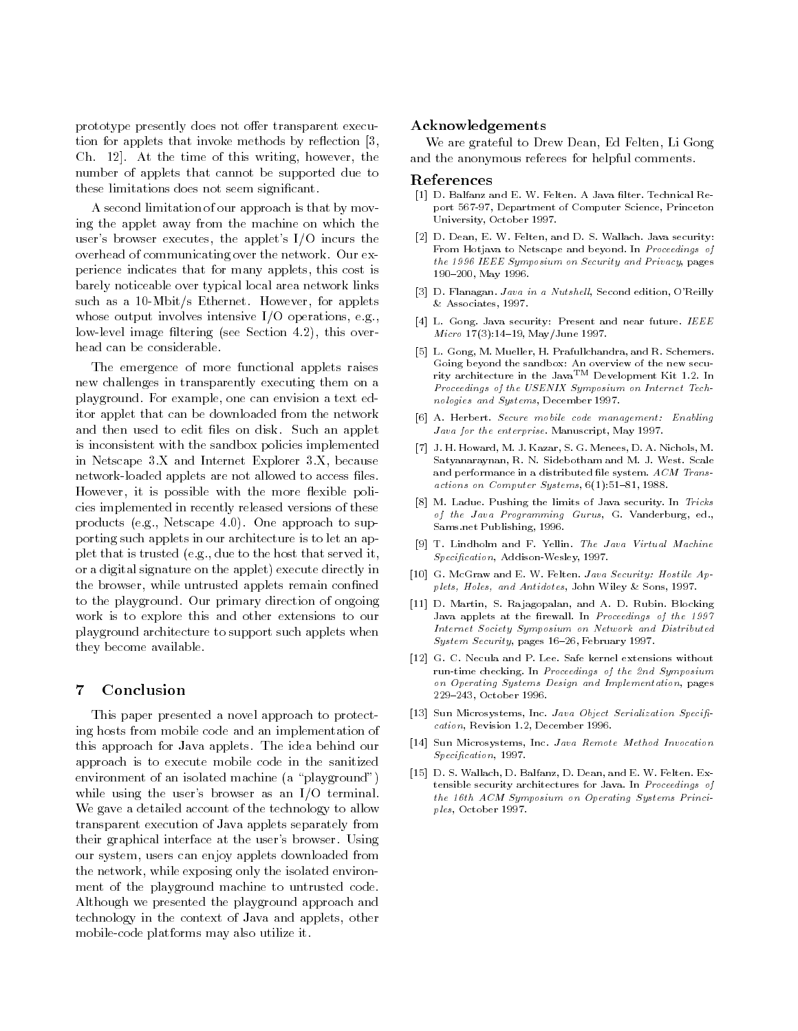prototype presently does not offer transparent execution for applets that invoke methods by reflection [3, Ch. 12]. At the time of this writing, however, the number of applets that cannot be supported due to these limitations does not seem significant.

A second limitation of our approach is that by moving the applet away from the machine on which the user's browser executes, the applet's I/O incurs the overhead of communicating over the network. Our experience indicates that for many applets, this cost is barely noticeable over typical local area network links such as a 10-Mbit/s Ethernet. However, for applets whose output involves intensive I/O operations, e.g., low-level image filtering (see Section 4.2), this overhead can be considerable.

The emergence of more functional applets raises new challenges in transparently executing them on a playground. For example, one can envision a text editor applet that can be downloaded from the network and then used to edit files on disk. Such an applet is inconsistent with the sandbox policies implemented in Netscape 3.X and Internet Explorer 3.X, because network-loaded applets are not allowed to access files. However, it is possible with the more flexible policies implemented in recently released versions of these products (e.g., Netscape 4.0). One approach to supporting such applets in our architecture is to let an applet that is trusted (e.g., due to the host that served it, or a digital signature on the applet) execute directly in the browser, while untrusted applets remain confined to the playground. Our primary direction of ongoing work is to explore this and other extensions to our playground architecture to support such applets when they become available.

## 7 Conclusion

This paper presented a novel approach to protecting hosts from mobile code and an implementation of this approach for Java applets. The idea behind our approach is to execute mobile code in the sanitized environment of an isolated machine (a "playground") while using the user's browser as an I/O terminal. We gave a detailed account of the technology to allow transparent execution of Java applets separately from their graphical interface at the user's browser. Using our system, users can enjoy applets downloaded from the network, while exposing only the isolated environment of the playground machine to untrusted code. Although we presented the playground approach and technology in the context of Java and applets, other mobile-code platforms may also utilize it.

### Acknowledgements

We are grateful to Drew Dean, Ed Felten, Li Gong and the anonymous referees for helpful comments.

### References

[1] D. Balfanz and E. W. Felten. A Java filter. Technical Report 567-97, Department of Computer Science, Princeton University, October 1997.

[2] D. Dean, E. W. Felten, and D. S. Wallach. Java security: From Hotjava to Netscape and beyond. In *Proceedings of the 1996 IEEE Symposium on Security and Privacy*, pages 190–200, May 1996.

[3] D. Flanagan. *Java in a Nutshell*, Second edition, O'Reilly & Associates, 1997.

[4] L. Gong. Java security: Present and near future. *IEEE Micro* 17(3):14–19, May/June 1997.

[5] L. Gong, M. Mueller, H. Prafullchandra, and R. Schemers. Going beyond the sandbox: An overview of the new security architecture in the Java™ Development Kit 1.2. In *Proceedings of the USENIX Symposium on Internet Technologies and Systems*, December 1997.

[6] A. Herbert. *Secure mobile code management: Enabling Java for the enterprise*. Manuscript, May 1997.

[7] J. H. Howard, M. J. Kazar, S. G. Menees, D. A. Nichols, M. Satyanaraynan, R. N. Sidebotham and M. J. West. Scale and performance in a distributed file system. *ACM Transactions on Computer Systems*, 6(1):51–81, 1988.

[8] M. Ladue. Pushing the limits of Java security. In *Tricks of the Java Programming Gurus*, G. Vanderburg, ed., Sams.net Publishing, 1996.

[9] T. Lindholm and F. Yellin. *The Java Virtual Machine Specification*, Addison-Wesley, 1997.

[10] G. McGraw and E. W. Felten. *Java Security: Hostile Applets, Holes, and Antidotes*, John Wiley & Sons, 1997.

[11] D. Martin, S. Rajagopalan, and A. D. Rubin. Blocking Java applets at the firewall. In *Proceedings of the 1997 Internet Society Symposium on Network and Distributed System Security*, pages 16–26, February 1997.

[12] G. C. Necula and P. Lee. Safe kernel extensions without run-time checking. In *Proceedings of the 2nd Symposium on Operating Systems Design and Implementation*, pages 229–243, October 1996.

[13] Sun Microsystems, Inc. *Java Object Serialization Specification*, Revision 1.2, December 1996.

[14] Sun Microsystems, Inc. *Java Remote Method Invocation Specification*, 1997.

[15] D. S. Wallach, D. Balfanz, D. Dean, and E. W. Felten. Extensible security architectures for Java. In *Proceedings of the 16th ACM Symposium on Operating Systems Principles*, October 1997.